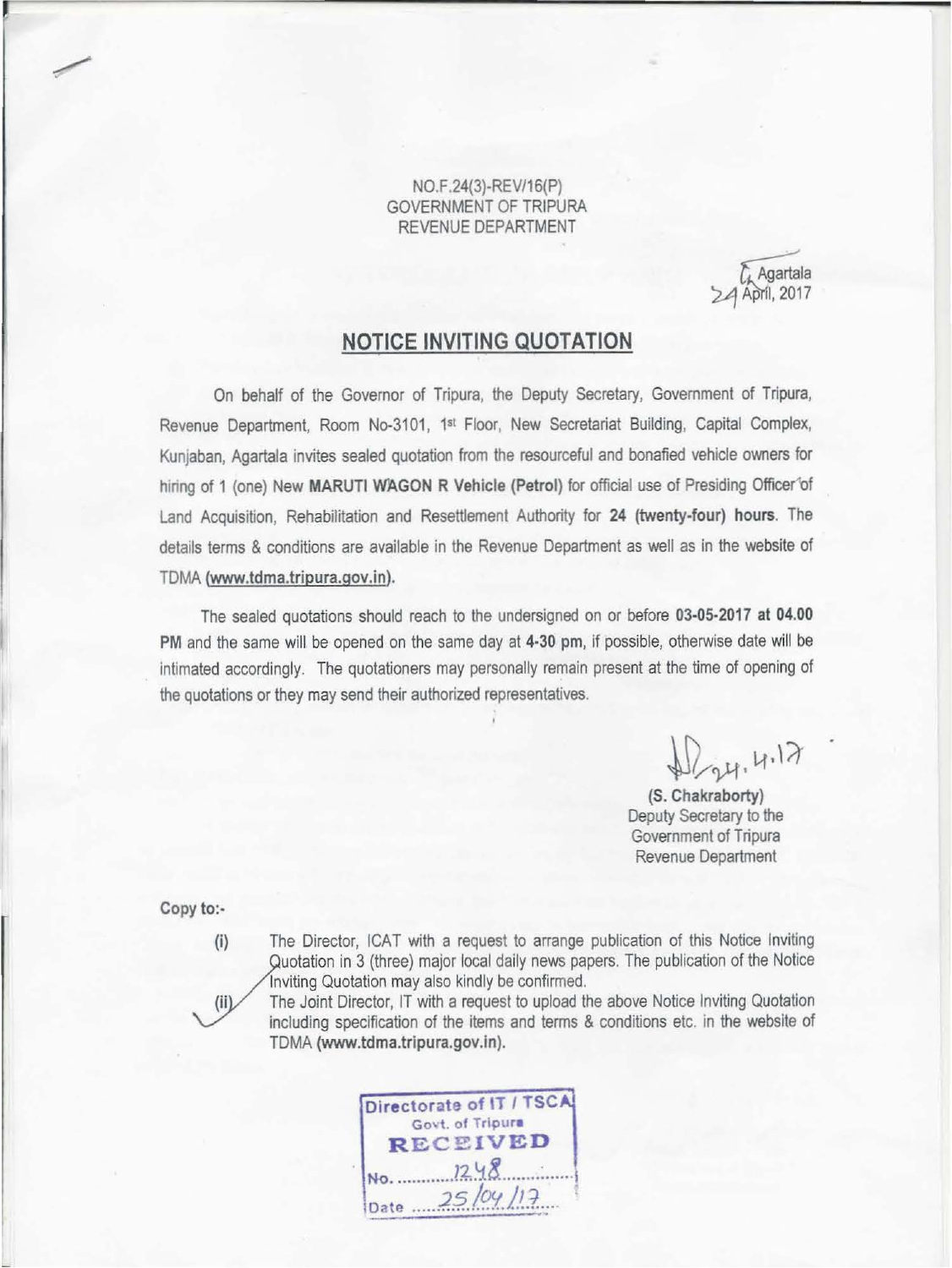NO.F.24(3)-REV/16(P)
GOVERNMENT OF TRIPURA
REVENUE DEPARTMENT

Agartala
24 April, 2017

## NOTICE INVITING QUOTATION

On behalf of the Governor of Tripura, the Deputy Secretary, Government of Tripura, Revenue Department, Room No-3101, 1st Floor, New Secretariat Building, Capital Complex, Kunjaban, Agartala invites sealed quotation from the resourceful and bonafied vehicle owners for hiring of 1 (one) New **MARUTI WAGON R Vehicle (Petrol)** for official use of Presiding Officer of Land Acquisition, Rehabilitation and Resettlement Authority for **24 (twenty-four) hours**. The details terms & conditions are available in the Revenue Department as well as in the website of TDMA **(www.tdma.tripura.gov.in)**.

The sealed quotations should reach to the undersigned on or before **03-05-2017 at 04.00 PM** and the same will be opened on the same day at **4-30 pm**, if possible, otherwise date will be intimated accordingly. The quotationers may personally remain present at the time of opening of the quotations or they may send their authorized representatives.

24.4.17

**(S. Chakraborty)**
Deputy Secretary to the
Government of Tripura
Revenue Department

**Copy to:-**

(i) The Director, ICAT with a request to arrange publication of this Notice Inviting Quotation in 3 (three) major local daily news papers. The publication of the Notice Inviting Quotation may also kindly be confirmed.

(ii) The Joint Director, IT with a request to upload the above Notice Inviting Quotation including specification of the items and terms & conditions etc. in the website of TDMA **(www.tdma.tripura.gov.in)**.

Directorate of IT / TSCA
Govt. of Tripura
RECEIVED
No. 1248
Date 25/04/17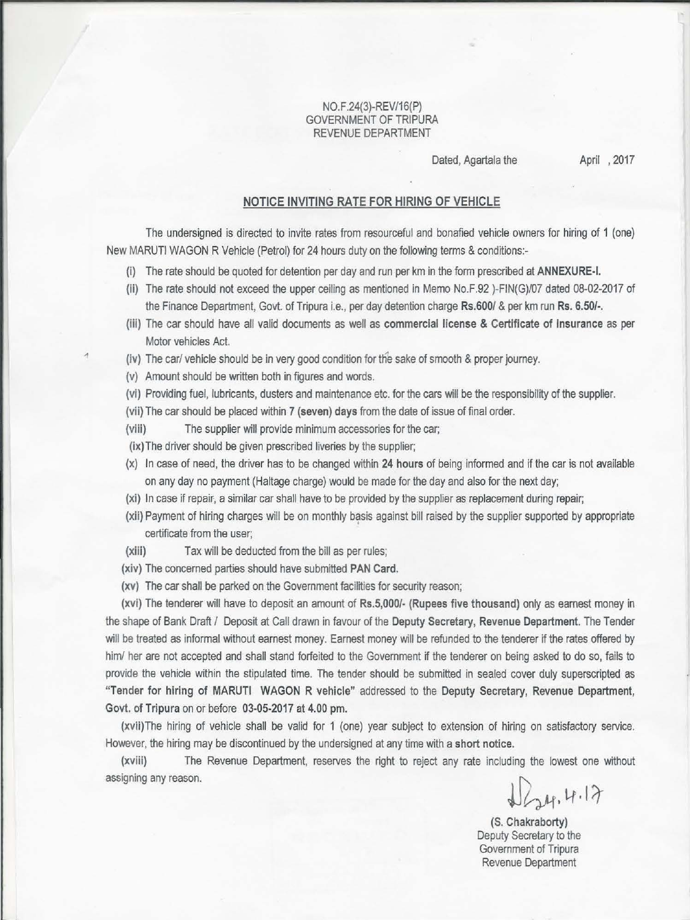NO.F.24(3)-REV/16(P)
GOVERNMENT OF TRIPURA
REVENUE DEPARTMENT

Dated, Agartala the April , 2017

## NOTICE INVITING RATE FOR HIRING OF VEHICLE

The undersigned is directed to invite rates from resourceful and bonafied vehicle owners for hiring of 1 (one) New MARUTI WAGON R Vehicle (Petrol) for 24 hours duty on the following terms & conditions:-

(i) The rate should be quoted for detention per day and run per km in the form prescribed at **ANNEXURE-I.**

(ii) The rate should not exceed the upper ceiling as mentioned in Memo No.F.92 )-FIN(G)/07 dated 08-02-2017 of the Finance Department, Govt. of Tripura i.e., per day detention charge **Rs.600/** & per km run **Rs. 6.50/-.**

(iii) The car should have all valid documents as well as **commercial license & Certificate of Insurance** as per Motor vehicles Act.

(iv) The car/ vehicle should be in very good condition for the sake of smooth & proper journey.

(v) Amount should be written both in figures and words.

(vi) Providing fuel, lubricants, dusters and maintenance etc. for the cars will be the responsibility of the supplier.

(vii) The car should be placed within **7 (seven) days** from the date of issue of final order.

(viii) The supplier will provide minimum accessories for the car;

(ix) The driver should be given prescribed liveries by the supplier;

(x) In case of need, the driver has to be changed within **24 hours** of being informed and if the car is not available on any day no payment (Haltage charge) would be made for the day and also for the next day;

(xi) In case if repair, a similar car shall have to be provided by the supplier as replacement during repair;

(xii) Payment of hiring charges will be on monthly basis against bill raised by the supplier supported by appropriate certificate from the user;

(xiii) Tax will be deducted from the bill as per rules;

(xiv) The concerned parties should have submitted **PAN Card.**

(xv) The car shall be parked on the Government facilities for security reason;

(xvi) The tenderer will have to deposit an amount of **Rs.5,000/- (Rupees five thousand)** only as earnest money in the shape of Bank Draft / Deposit at Call drawn in favour of the **Deputy Secretary, Revenue Department.** The Tender will be treated as informal without earnest money. Earnest money will be refunded to the tenderer if the rates offered by him/ her are not accepted and shall stand forfeited to the Government if the tenderer on being asked to do so, fails to provide the vehicle within the stipulated time. The tender should be submitted in sealed cover duly superscripted as **"Tender for hiring of MARUTI WAGON R vehicle"** addressed to the **Deputy Secretary, Revenue Department, Govt. of Tripura** on or before **03-05-2017 at 4.00 pm.**

(xvii) The hiring of vehicle shall be valid for 1 (one) year subject to extension of hiring on satisfactory service. However, the hiring may be discontinued by the undersigned at any time with a **short notice.**

(xviii) The Revenue Department, reserves the right to reject any rate including the lowest one without assigning any reason.

24.4.17

**(S. Chakraborty)**
Deputy Secretary to the
Government of Tripura
Revenue Department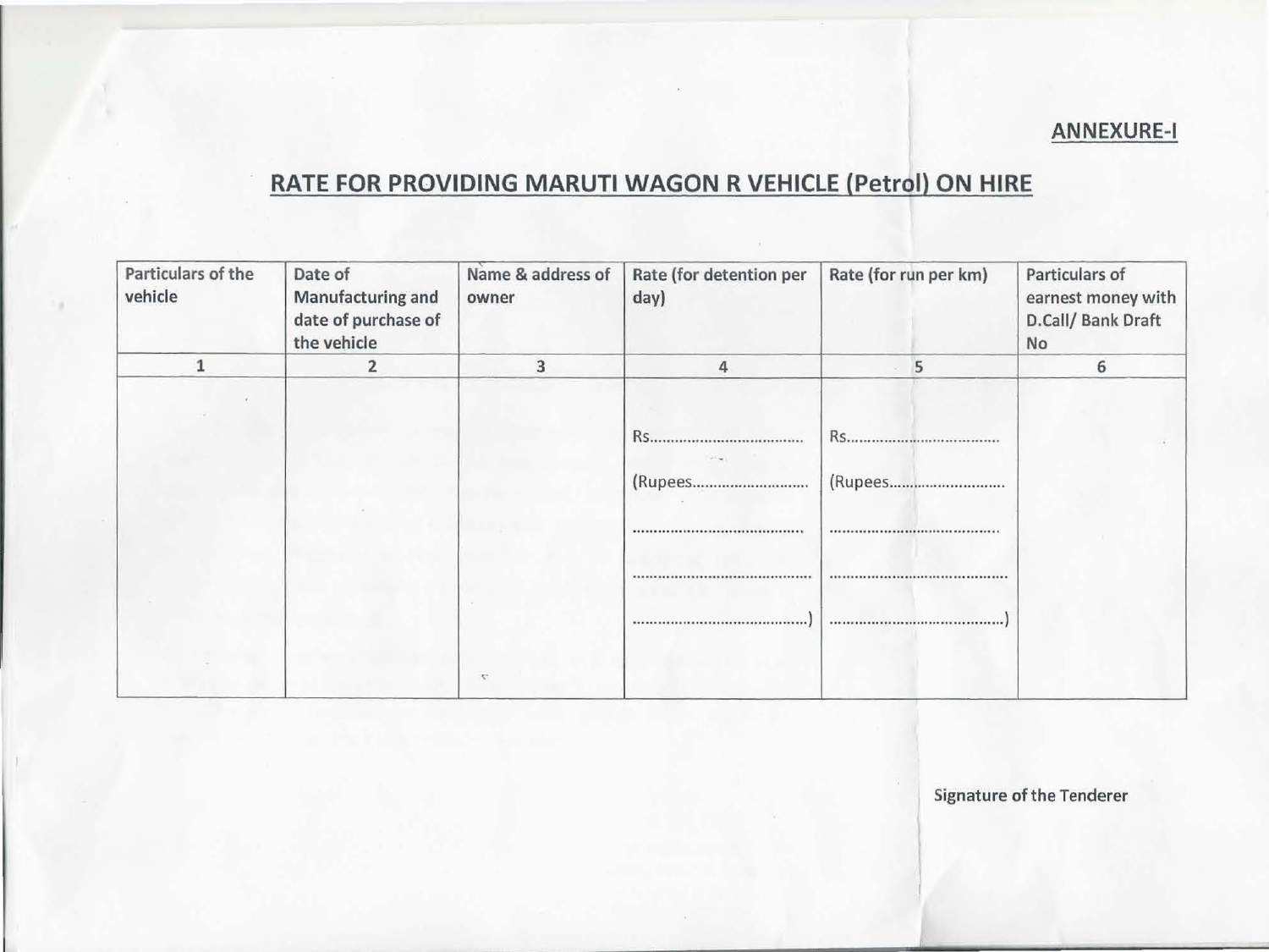ANNEXURE-I

## RATE FOR PROVIDING MARUTI WAGON R VEHICLE (Petrol) ON HIRE

| Particulars of the vehicle | Date of Manufacturing and date of purchase of the vehicle | Name & address of owner | Rate (for detention per day) | Rate (for run per km) | Particulars of earnest money with D.Call/ Bank Draft No |
|---|---|---|---|---|---|
| 1 | 2 | 3 | 4 | 5 | 6 |
| | | | Rs.................................. (Rupees.......................... ...................................... ........................................ .......................................) | Rs.................................. (Rupees.......................... ...................................... ........................................ .......................................) | |

Signature of the Tenderer